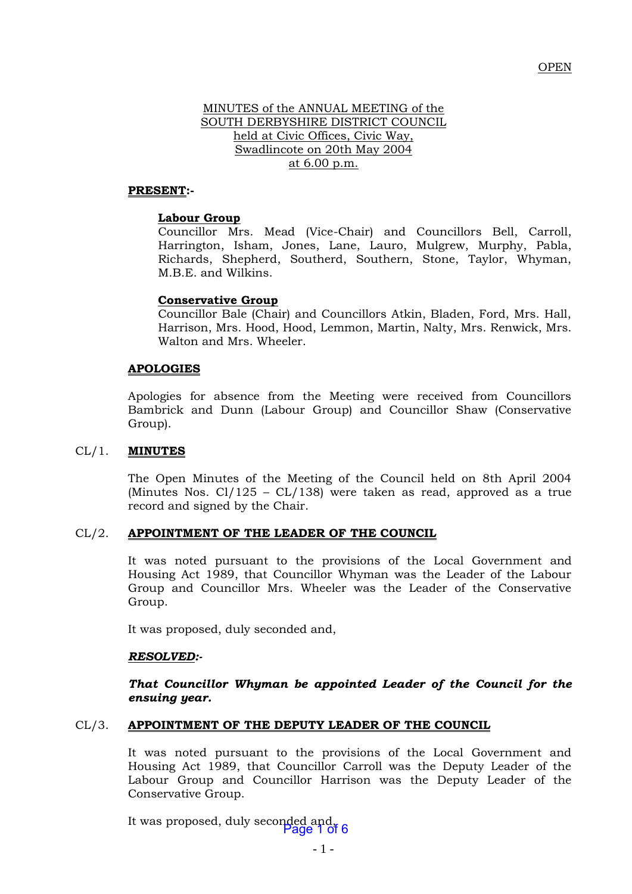OPEN

MINUTES of the ANNUAL MEETING of the SOUTH DERBYSHIRE DISTRICT COUNCIL held at Civic Offices, Civic Way, Swadlincote on 20th May 2004 at 6.00 p.m.

**PRESENT:-**

**Labour Group**
Councillor Mrs. Mead (Vice-Chair) and Councillors Bell, Carroll, Harrington, Isham, Jones, Lane, Lauro, Mulgrew, Murphy, Pabla, Richards, Shepherd, Southerd, Southern, Stone, Taylor, Whyman, M.B.E. and Wilkins.

**Conservative Group**
Councillor Bale (Chair) and Councillors Atkin, Bladen, Ford, Mrs. Hall, Harrison, Mrs. Hood, Hood, Lemmon, Martin, Nalty, Mrs. Renwick, Mrs. Walton and Mrs. Wheeler.

**APOLOGIES**

Apologies for absence from the Meeting were received from Councillors Bambrick and Dunn (Labour Group) and Councillor Shaw (Conservative Group).

## CL/1. MINUTES

The Open Minutes of the Meeting of the Council held on 8th April 2004 (Minutes Nos. Cl/125 – CL/138) were taken as read, approved as a true record and signed by the Chair.

## CL/2. APPOINTMENT OF THE LEADER OF THE COUNCIL

It was noted pursuant to the provisions of the Local Government and Housing Act 1989, that Councillor Whyman was the Leader of the Labour Group and Councillor Mrs. Wheeler was the Leader of the Conservative Group.

It was proposed, duly seconded and,

***RESOLVED:-***

***That Councillor Whyman be appointed Leader of the Council for the ensuing year.***

## CL/3. APPOINTMENT OF THE DEPUTY LEADER OF THE COUNCIL

It was noted pursuant to the provisions of the Local Government and Housing Act 1989, that Councillor Carroll was the Deputy Leader of the Labour Group and Councillor Harrison was the Deputy Leader of the Conservative Group.

It was proposed, duly seconded and,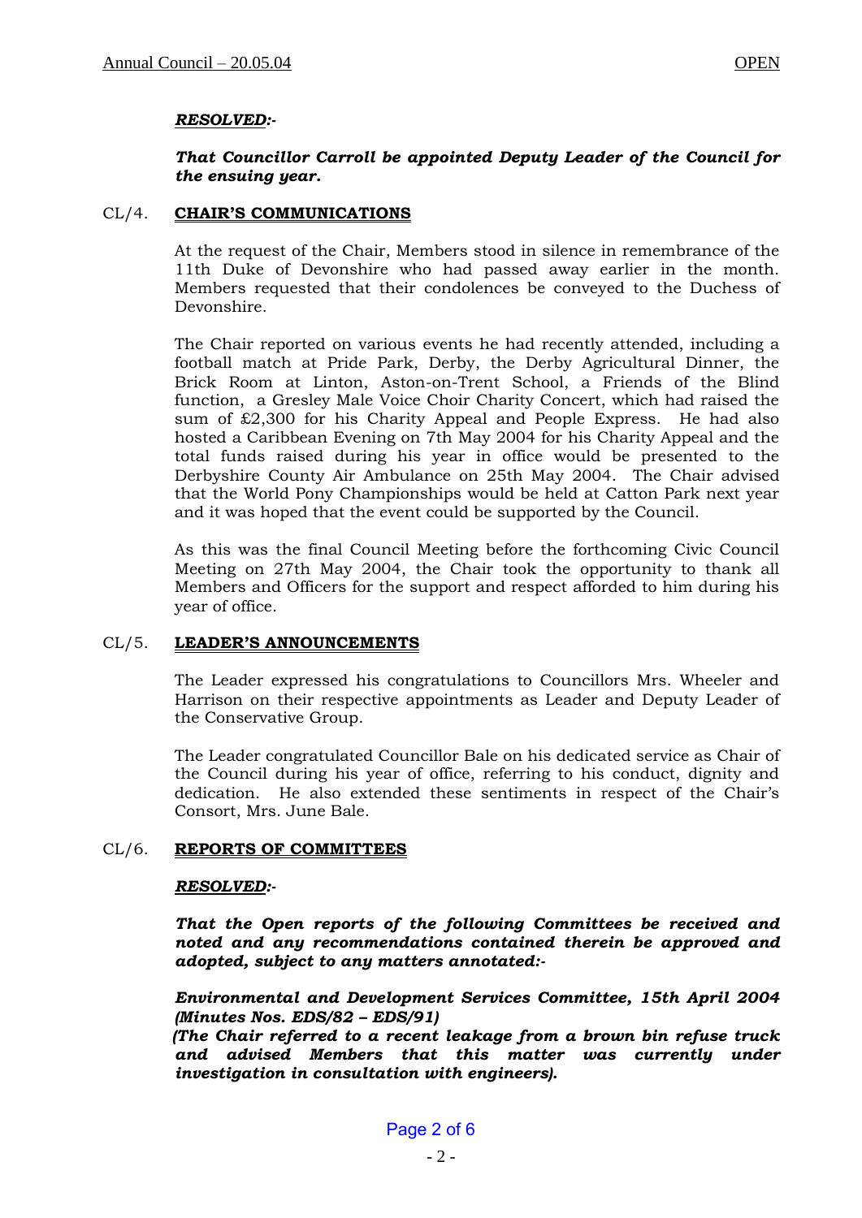***RESOLVED:-***

***That Councillor Carroll be appointed Deputy Leader of the Council for the ensuing year.***

CL/4. **CHAIR'S COMMUNICATIONS**

At the request of the Chair, Members stood in silence in remembrance of the 11th Duke of Devonshire who had passed away earlier in the month. Members requested that their condolences be conveyed to the Duchess of Devonshire.

The Chair reported on various events he had recently attended, including a football match at Pride Park, Derby, the Derby Agricultural Dinner, the Brick Room at Linton, Aston-on-Trent School, a Friends of the Blind function, a Gresley Male Voice Choir Charity Concert, which had raised the sum of £2,300 for his Charity Appeal and People Express. He had also hosted a Caribbean Evening on 7th May 2004 for his Charity Appeal and the total funds raised during his year in office would be presented to the Derbyshire County Air Ambulance on 25th May 2004. The Chair advised that the World Pony Championships would be held at Catton Park next year and it was hoped that the event could be supported by the Council.

As this was the final Council Meeting before the forthcoming Civic Council Meeting on 27th May 2004, the Chair took the opportunity to thank all Members and Officers for the support and respect afforded to him during his year of office.

CL/5. **LEADER'S ANNOUNCEMENTS**

The Leader expressed his congratulations to Councillors Mrs. Wheeler and Harrison on their respective appointments as Leader and Deputy Leader of the Conservative Group.

The Leader congratulated Councillor Bale on his dedicated service as Chair of the Council during his year of office, referring to his conduct, dignity and dedication. He also extended these sentiments in respect of the Chair's Consort, Mrs. June Bale.

CL/6. **REPORTS OF COMMITTEES**

***RESOLVED:-***

***That the Open reports of the following Committees be received and noted and any recommendations contained therein be approved and adopted, subject to any matters annotated:-***

***Environmental and Development Services Committee, 15th April 2004 (Minutes Nos. EDS/82 – EDS/91)***
***(The Chair referred to a recent leakage from a brown bin refuse truck and advised Members that this matter was currently under investigation in consultation with engineers).***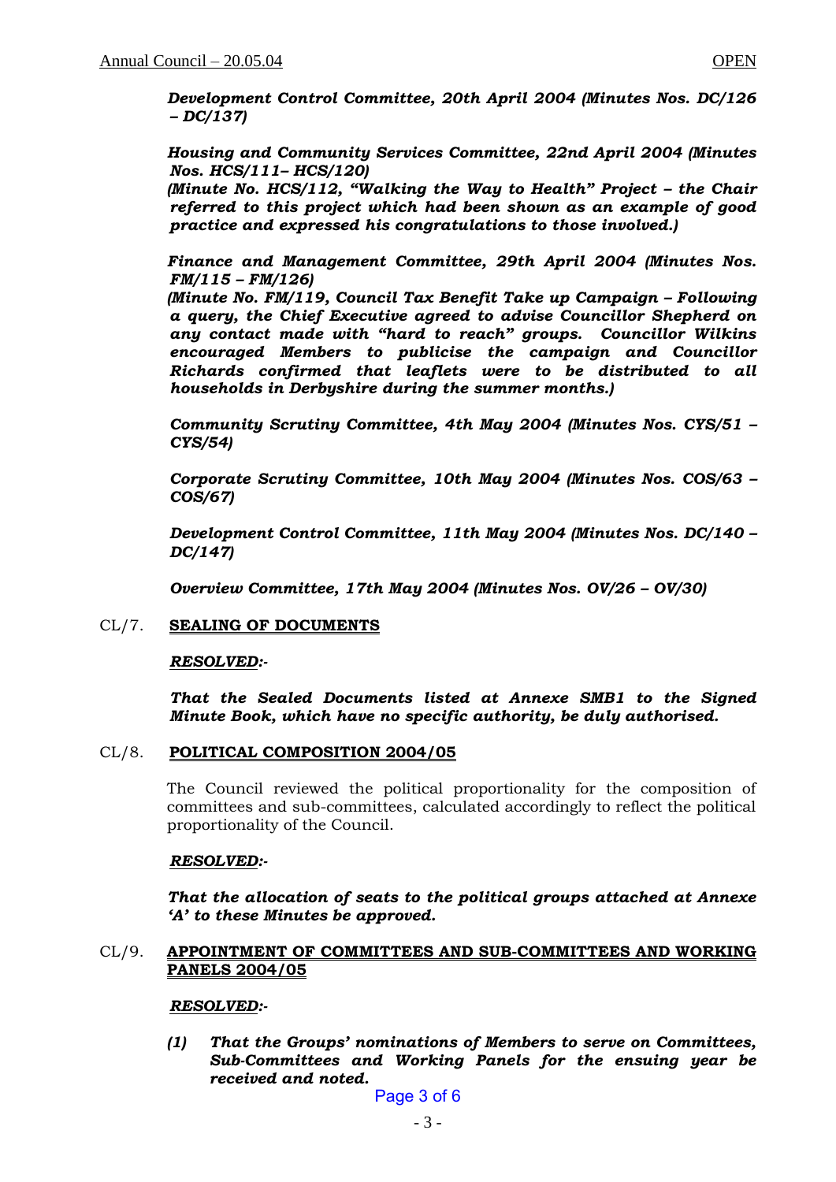***Development Control Committee, 20th April 2004 (Minutes Nos. DC/126 – DC/137)***

***Housing and Community Services Committee, 22nd April 2004 (Minutes Nos. HCS/111– HCS/120)***
***(Minute No. HCS/112, "Walking the Way to Health" Project – the Chair referred to this project which had been shown as an example of good practice and expressed his congratulations to those involved.)***

***Finance and Management Committee, 29th April 2004 (Minutes Nos. FM/115 – FM/126)***
***(Minute No. FM/119, Council Tax Benefit Take up Campaign – Following a query, the Chief Executive agreed to advise Councillor Shepherd on any contact made with "hard to reach" groups. Councillor Wilkins encouraged Members to publicise the campaign and Councillor Richards confirmed that leaflets were to be distributed to all households in Derbyshire during the summer months.)***

***Community Scrutiny Committee, 4th May 2004 (Minutes Nos. CYS/51 – CYS/54)***

***Corporate Scrutiny Committee, 10th May 2004 (Minutes Nos. COS/63 – COS/67)***

***Development Control Committee, 11th May 2004 (Minutes Nos. DC/140 – DC/147)***

***Overview Committee, 17th May 2004 (Minutes Nos. OV/26 – OV/30)***

CL/7. **SEALING OF DOCUMENTS**

***RESOLVED:-***

***That the Sealed Documents listed at Annexe SMB1 to the Signed Minute Book, which have no specific authority, be duly authorised.***

CL/8. **POLITICAL COMPOSITION 2004/05**

The Council reviewed the political proportionality for the composition of committees and sub-committees, calculated accordingly to reflect the political proportionality of the Council.

***RESOLVED:-***

***That the allocation of seats to the political groups attached at Annexe 'A' to these Minutes be approved.***

CL/9. **APPOINTMENT OF COMMITTEES AND SUB-COMMITTEES AND WORKING PANELS 2004/05**

***RESOLVED:-***

***(1) That the Groups' nominations of Members to serve on Committees, Sub-Committees and Working Panels for the ensuing year be received and noted.***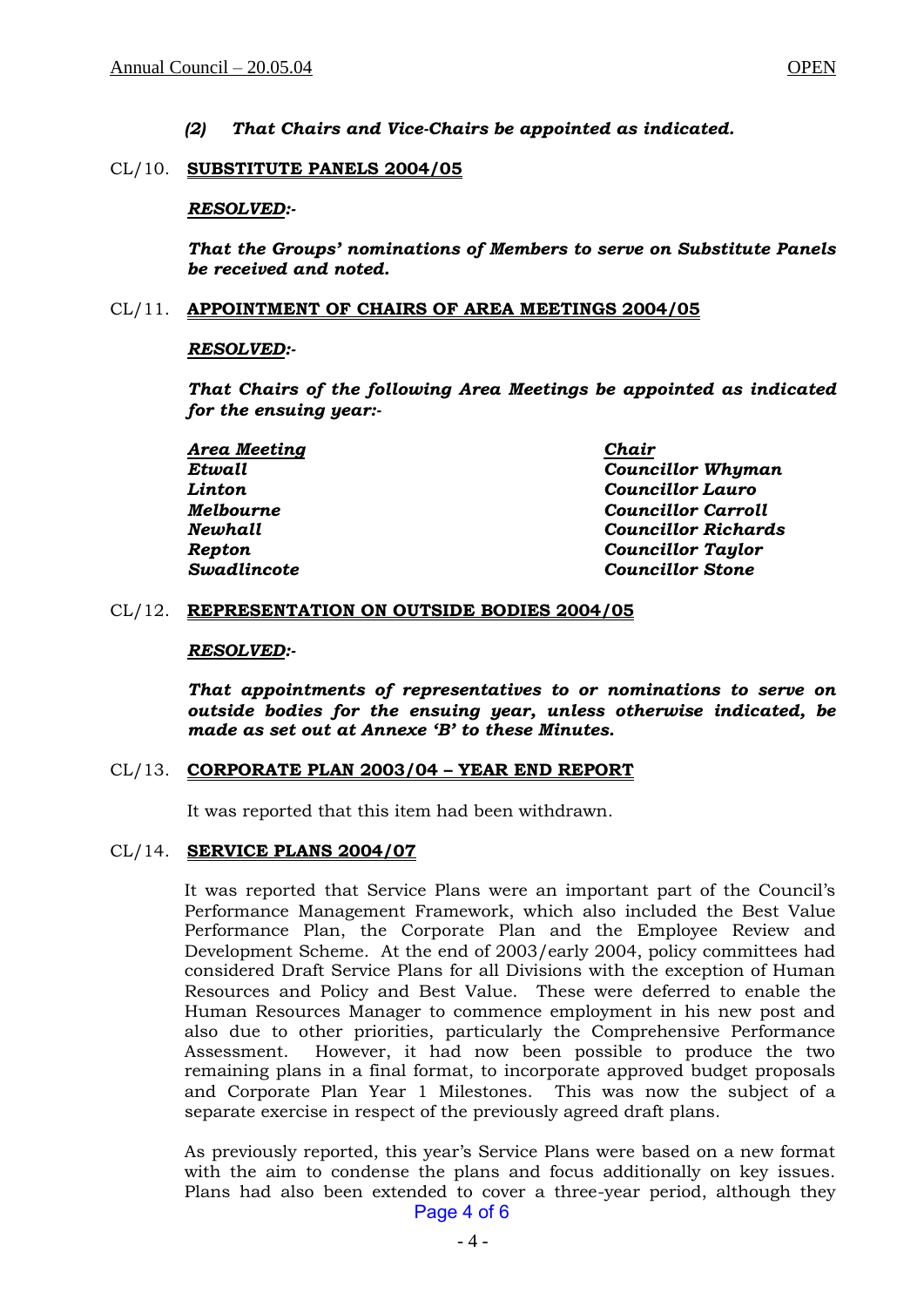***(2) That Chairs and Vice-Chairs be appointed as indicated.***

CL/10. **SUBSTITUTE PANELS 2004/05**

***RESOLVED:-***

***That the Groups' nominations of Members to serve on Substitute Panels be received and noted.***

CL/11. **APPOINTMENT OF CHAIRS OF AREA MEETINGS 2004/05**

***RESOLVED:-***

***That Chairs of the following Area Meetings be appointed as indicated for the ensuing year:-***

| ***Area Meeting*** | ***Chair*** |
|---|---|
| ***Etwall*** | ***Councillor Whyman*** |
| ***Linton*** | ***Councillor Lauro*** |
| ***Melbourne*** | ***Councillor Carroll*** |
| ***Newhall*** | ***Councillor Richards*** |
| ***Repton*** | ***Councillor Taylor*** |
| ***Swadlincote*** | ***Councillor Stone*** |

CL/12. **REPRESENTATION ON OUTSIDE BODIES 2004/05**

***RESOLVED:-***

***That appointments of representatives to or nominations to serve on outside bodies for the ensuing year, unless otherwise indicated, be made as set out at Annexe 'B' to these Minutes.***

CL/13. **CORPORATE PLAN 2003/04 – YEAR END REPORT**

It was reported that this item had been withdrawn.

CL/14. **SERVICE PLANS 2004/07**

It was reported that Service Plans were an important part of the Council's Performance Management Framework, which also included the Best Value Performance Plan, the Corporate Plan and the Employee Review and Development Scheme. At the end of 2003/early 2004, policy committees had considered Draft Service Plans for all Divisions with the exception of Human Resources and Policy and Best Value. These were deferred to enable the Human Resources Manager to commence employment in his new post and also due to other priorities, particularly the Comprehensive Performance Assessment. However, it had now been possible to produce the two remaining plans in a final format, to incorporate approved budget proposals and Corporate Plan Year 1 Milestones. This was now the subject of a separate exercise in respect of the previously agreed draft plans.

As previously reported, this year's Service Plans were based on a new format with the aim to condense the plans and focus additionally on key issues. Plans had also been extended to cover a three-year period, although they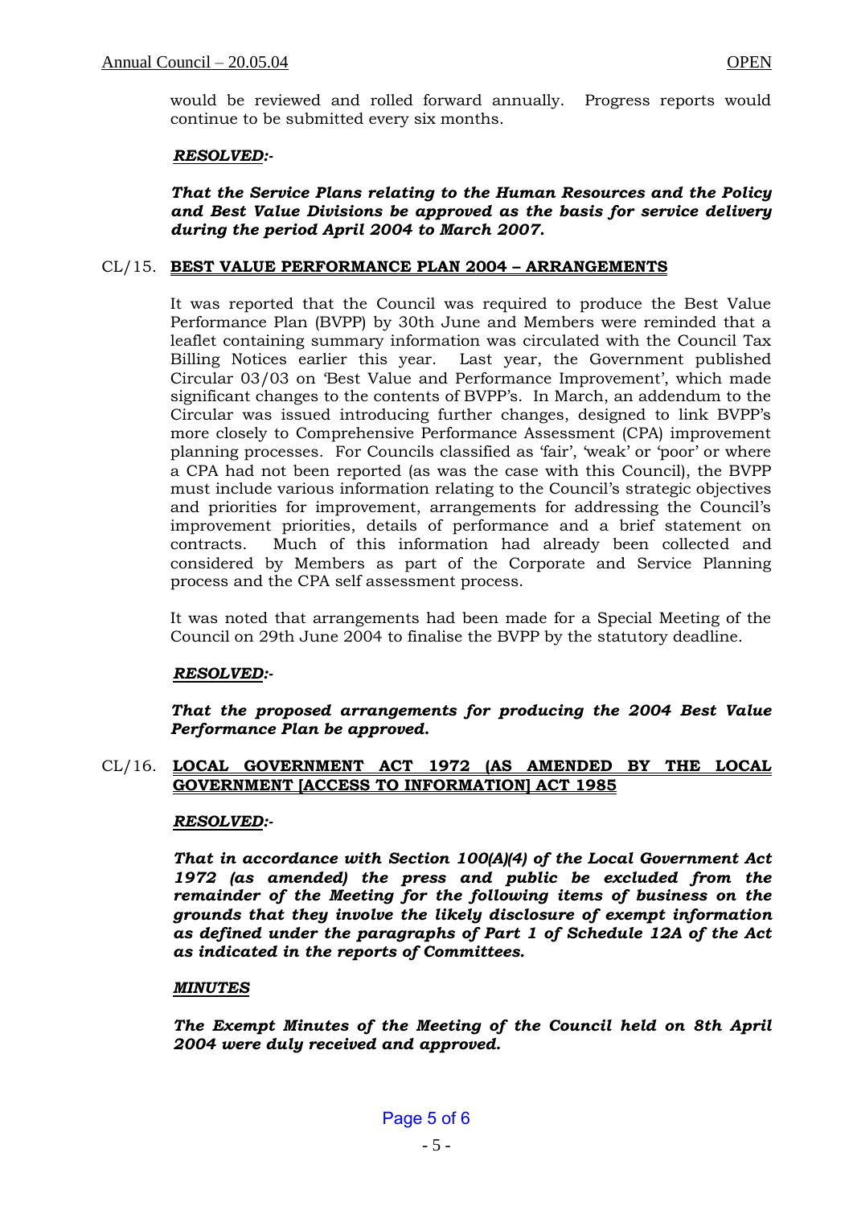would be reviewed and rolled forward annually. Progress reports would continue to be submitted every six months.

***RESOLVED:-***

***That the Service Plans relating to the Human Resources and the Policy and Best Value Divisions be approved as the basis for service delivery during the period April 2004 to March 2007.***

## CL/15. BEST VALUE PERFORMANCE PLAN 2004 – ARRANGEMENTS

It was reported that the Council was required to produce the Best Value Performance Plan (BVPP) by 30th June and Members were reminded that a leaflet containing summary information was circulated with the Council Tax Billing Notices earlier this year. Last year, the Government published Circular 03/03 on 'Best Value and Performance Improvement', which made significant changes to the contents of BVPP's. In March, an addendum to the Circular was issued introducing further changes, designed to link BVPP's more closely to Comprehensive Performance Assessment (CPA) improvement planning processes. For Councils classified as 'fair', 'weak' or 'poor' or where a CPA had not been reported (as was the case with this Council), the BVPP must include various information relating to the Council's strategic objectives and priorities for improvement, arrangements for addressing the Council's improvement priorities, details of performance and a brief statement on contracts. Much of this information had already been collected and considered by Members as part of the Corporate and Service Planning process and the CPA self assessment process.

It was noted that arrangements had been made for a Special Meeting of the Council on 29th June 2004 to finalise the BVPP by the statutory deadline.

***RESOLVED:-***

***That the proposed arrangements for producing the 2004 Best Value Performance Plan be approved.***

## CL/16. LOCAL GOVERNMENT ACT 1972 (AS AMENDED BY THE LOCAL GOVERNMENT [ACCESS TO INFORMATION] ACT 1985

***RESOLVED:-***

***That in accordance with Section 100(A)(4) of the Local Government Act 1972 (as amended) the press and public be excluded from the remainder of the Meeting for the following items of business on the grounds that they involve the likely disclosure of exempt information as defined under the paragraphs of Part 1 of Schedule 12A of the Act as indicated in the reports of Committees.***

***MINUTES***

***The Exempt Minutes of the Meeting of the Council held on 8th April 2004 were duly received and approved.***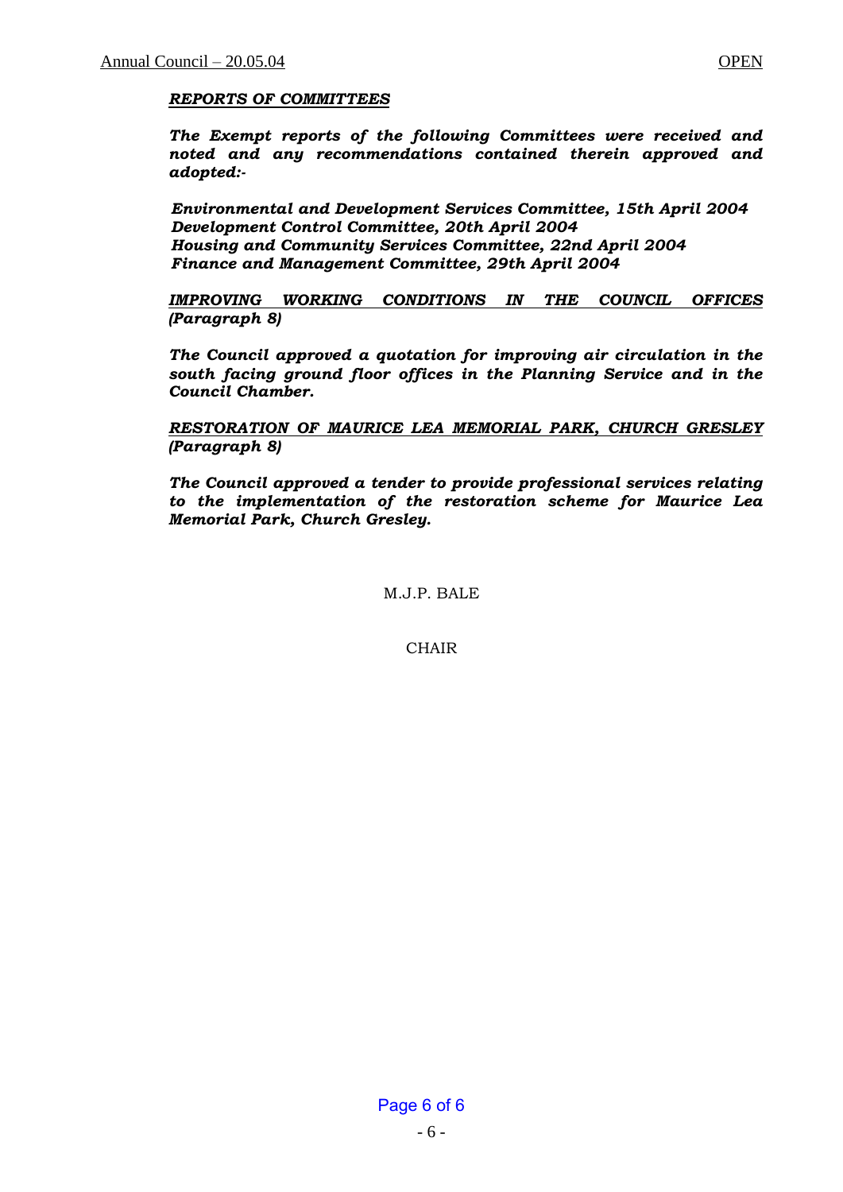***REPORTS OF COMMITTEES***

***The Exempt reports of the following Committees were received and noted and any recommendations contained therein approved and adopted:-***

***Environmental and Development Services Committee, 15th April 2004***
***Development Control Committee, 20th April 2004***
***Housing and Community Services Committee, 22nd April 2004***
***Finance and Management Committee, 29th April 2004***

***IMPROVING WORKING CONDITIONS IN THE COUNCIL OFFICES (Paragraph 8)***

***The Council approved a quotation for improving air circulation in the south facing ground floor offices in the Planning Service and in the Council Chamber.***

***RESTORATION OF MAURICE LEA MEMORIAL PARK, CHURCH GRESLEY (Paragraph 8)***

***The Council approved a tender to provide professional services relating to the implementation of the restoration scheme for Maurice Lea Memorial Park, Church Gresley.***

M.J.P. BALE

CHAIR